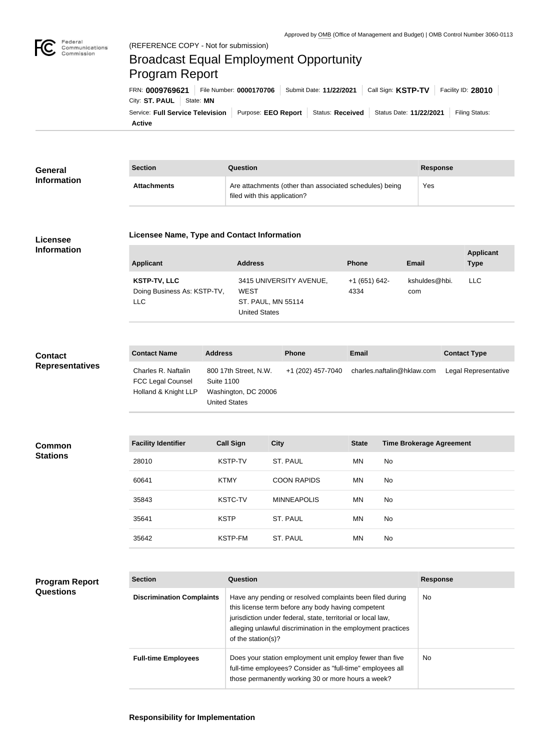Approved by OMB (Office of Management and Budget) | OMB Control Number 3060-0113

(REFERENCE COPY - Not for submission)

# Broadcast Equal Employment Opportunity Program Report

FRN: **0009769621** | File Number: **0000170706** | Submit Date: **11/22/2021** | Call Sign: **KSTP-TV** | Facility ID: **28010** | City: **ST. PAUL** | State: **MN**

Service: **Full Service Television** | Purpose: **EEO Report** | Status: **Received** | Status Date: **11/22/2021** | Filing Status: **Active**

## General Information

| Section | Question | Response |
| --- | --- | --- |
| **Attachments** | Are attachments (other than associated schedules) being filed with this application? | Yes |

## Licensee Information

### Licensee Name, Type and Contact Information

| Applicant | Address | Phone | Email | Applicant Type |
| --- | --- | --- | --- | --- |
| **KSTP-TV, LLC** Doing Business As: KSTP-TV, LLC | 3415 UNIVERSITY AVENUE, WEST ST. PAUL, MN 55114 United States | +1 (651) 642-4334 | kshuldes@hbi.com | LLC |

## Contact Representatives

| Contact Name | Address | Phone | Email | Contact Type |
| --- | --- | --- | --- | --- |
| Charles R. Naftalin FCC Legal Counsel Holland & Knight LLP | 800 17th Street, N.W. Suite 1100 Washington, DC 20006 United States | +1 (202) 457-7040 | charles.naftalin@hklaw.com | Legal Representative |

## Common Stations

| Facility Identifier | Call Sign | City | State | Time Brokerage Agreement |
| --- | --- | --- | --- | --- |
| 28010 | KSTP-TV | ST. PAUL | MN | No |
| 60641 | KTMY | COON RAPIDS | MN | No |
| 35843 | KSTC-TV | MINNEAPOLIS | MN | No |
| 35641 | KSTP | ST. PAUL | MN | No |
| 35642 | KSTP-FM | ST. PAUL | MN | No |

## Program Report Questions

| Section | Question | Response |
| --- | --- | --- |
| **Discrimination Complaints** | Have any pending or resolved complaints been filed during this license term before any body having competent jurisdiction under federal, state, territorial or local law, alleging unlawful discrimination in the employment practices of the station(s)? | No |
| **Full-time Employees** | Does your station employment unit employ fewer than five full-time employees? Consider as "full-time" employees all those permanently working 30 or more hours a week? | No |

### Responsibility for Implementation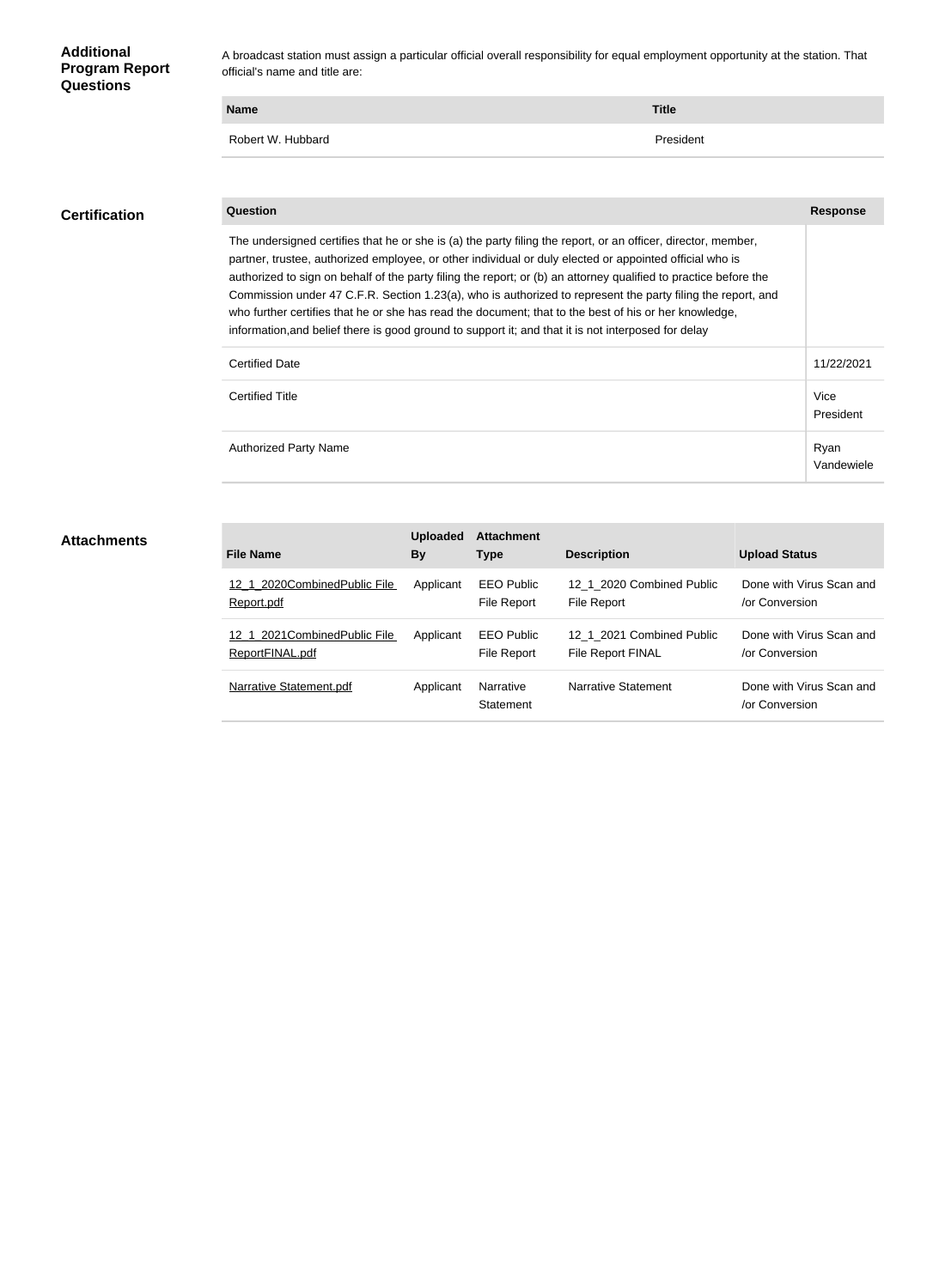## Additional Program Report Questions

A broadcast station must assign a particular official overall responsibility for equal employment opportunity at the station. That official's name and title are:

| Name | Title |
| --- | --- |
| Robert W. Hubbard | President |

## Certification

| Question | Response |
| --- | --- |
| The undersigned certifies that he or she is (a) the party filing the report, or an officer, director, member, partner, trustee, authorized employee, or other individual or duly elected or appointed official who is authorized to sign on behalf of the party filing the report; or (b) an attorney qualified to practice before the Commission under 47 C.F.R. Section 1.23(a), who is authorized to represent the party filing the report, and who further certifies that he or she has read the document; that to the best of his or her knowledge, information,and belief there is good ground to support it; and that it is not interposed for delay | |
| Certified Date | 11/22/2021 |
| Certified Title | Vice President |
| Authorized Party Name | Ryan Vandewiele |

## Attachments

| File Name | Uploaded By | Attachment Type | Description | Upload Status |
| --- | --- | --- | --- | --- |
| 12_1_2020CombinedPublic File Report.pdf | Applicant | EEO Public File Report | 12_1_2020 Combined Public File Report | Done with Virus Scan and /or Conversion |
| 12_1_2021CombinedPublic File ReportFINAL.pdf | Applicant | EEO Public File Report | 12_1_2021 Combined Public File Report FINAL | Done with Virus Scan and /or Conversion |
| Narrative Statement.pdf | Applicant | Narrative Statement | Narrative Statement | Done with Virus Scan and /or Conversion |